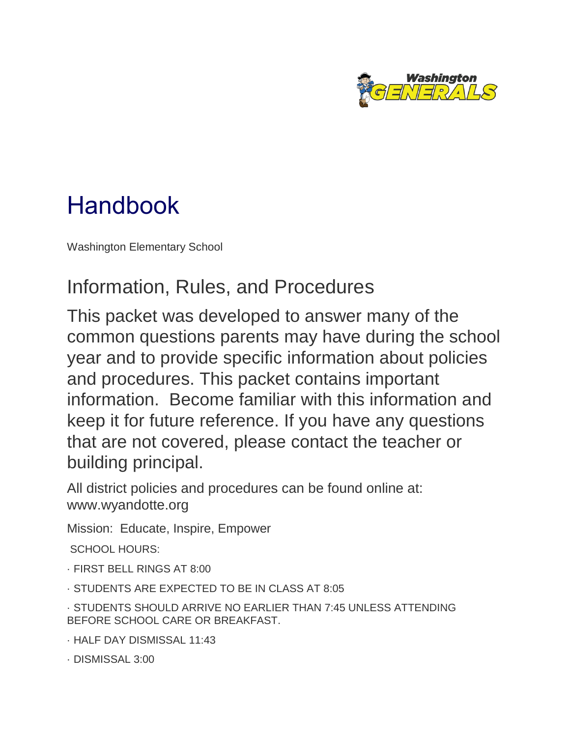# Handbook

Washington Elementary School

## Information, Rules, and Procedures

This packet was developed to answer many of the common questions parents may have during the school year and to provide specific information about policies and procedures. This packet contains important information. Become familiar with this information and keep it for future reference. If you have any questions that are not covered, please contact the teacher or building principal.

All district policies and procedures can be found online at: www.wyandotte.org

Mission: Educate, Inspire, Empower

SCHOOL HOURS:

- FIRST BELL RINGS AT 8:00
- STUDENTS ARE EXPECTED TO BE IN CLASS AT 8:05
- STUDENTS SHOULD ARRIVE NO EARLIER THAN 7:45 UNLESS ATTENDING BEFORE SCHOOL CARE OR BREAKFAST.
- HALF DAY DISMISSAL 11:43
- DISMISSAL 3:00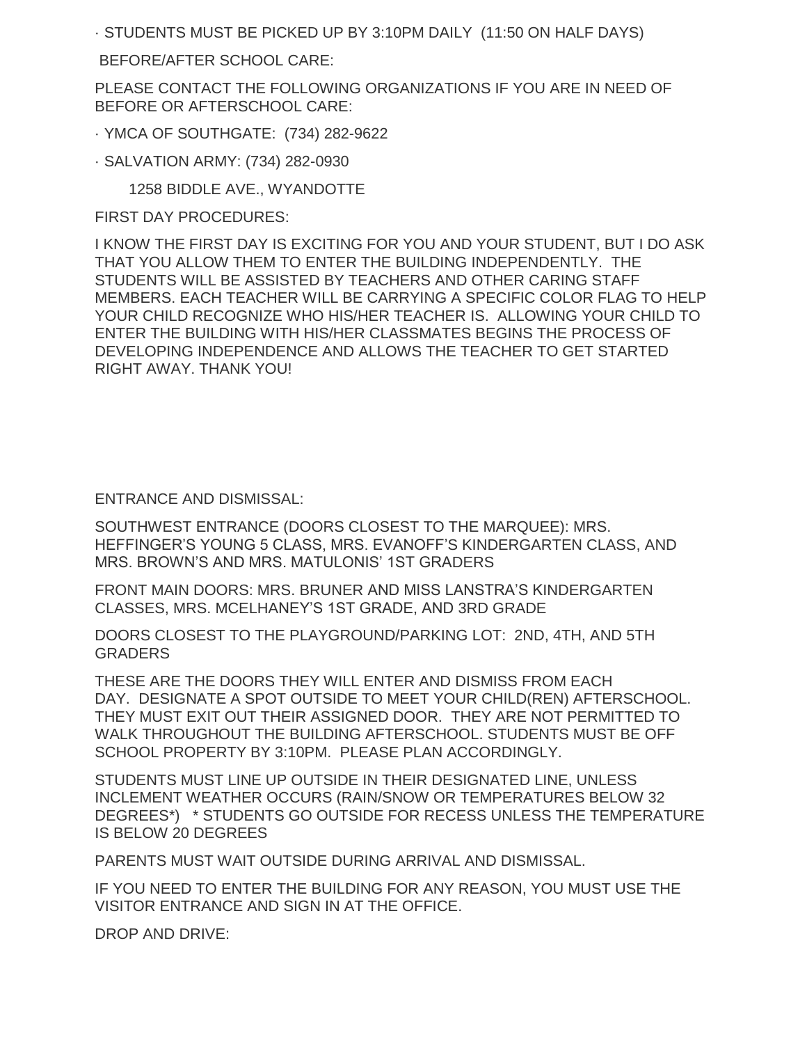· STUDENTS MUST BE PICKED UP BY 3:10PM DAILY (11:50 ON HALF DAYS)

BEFORE/AFTER SCHOOL CARE:

PLEASE CONTACT THE FOLLOWING ORGANIZATIONS IF YOU ARE IN NEED OF BEFORE OR AFTERSCHOOL CARE:

· YMCA OF SOUTHGATE: (734) 282-9622

· SALVATION ARMY: (734) 282-0930

1258 BIDDLE AVE., WYANDOTTE

FIRST DAY PROCEDURES:

I KNOW THE FIRST DAY IS EXCITING FOR YOU AND YOUR STUDENT, BUT I DO ASK THAT YOU ALLOW THEM TO ENTER THE BUILDING INDEPENDENTLY. THE STUDENTS WILL BE ASSISTED BY TEACHERS AND OTHER CARING STAFF MEMBERS. EACH TEACHER WILL BE CARRYING A SPECIFIC COLOR FLAG TO HELP YOUR CHILD RECOGNIZE WHO HIS/HER TEACHER IS. ALLOWING YOUR CHILD TO ENTER THE BUILDING WITH HIS/HER CLASSMATES BEGINS THE PROCESS OF DEVELOPING INDEPENDENCE AND ALLOWS THE TEACHER TO GET STARTED RIGHT AWAY. THANK YOU!

ENTRANCE AND DISMISSAL:

SOUTHWEST ENTRANCE (DOORS CLOSEST TO THE MARQUEE): MRS. HEFFINGER'S YOUNG 5 CLASS, MRS. EVANOFF'S KINDERGARTEN CLASS, AND MRS. BROWN'S AND MRS. MATULONIS' 1ST GRADERS

FRONT MAIN DOORS: MRS. BRUNER AND MISS LANSTRA'S KINDERGARTEN CLASSES, MRS. MCELHANEY'S 1ST GRADE, AND 3RD GRADE

DOORS CLOSEST TO THE PLAYGROUND/PARKING LOT: 2ND, 4TH, AND 5TH GRADERS

THESE ARE THE DOORS THEY WILL ENTER AND DISMISS FROM EACH DAY. DESIGNATE A SPOT OUTSIDE TO MEET YOUR CHILD(REN) AFTERSCHOOL. THEY MUST EXIT OUT THEIR ASSIGNED DOOR. THEY ARE NOT PERMITTED TO WALK THROUGHOUT THE BUILDING AFTERSCHOOL. STUDENTS MUST BE OFF SCHOOL PROPERTY BY 3:10PM. PLEASE PLAN ACCORDINGLY.

STUDENTS MUST LINE UP OUTSIDE IN THEIR DESIGNATED LINE, UNLESS INCLEMENT WEATHER OCCURS (RAIN/SNOW OR TEMPERATURES BELOW 32 DEGREES*) * STUDENTS GO OUTSIDE FOR RECESS UNLESS THE TEMPERATURE IS BELOW 20 DEGREES

PARENTS MUST WAIT OUTSIDE DURING ARRIVAL AND DISMISSAL.

IF YOU NEED TO ENTER THE BUILDING FOR ANY REASON, YOU MUST USE THE VISITOR ENTRANCE AND SIGN IN AT THE OFFICE.

DROP AND DRIVE: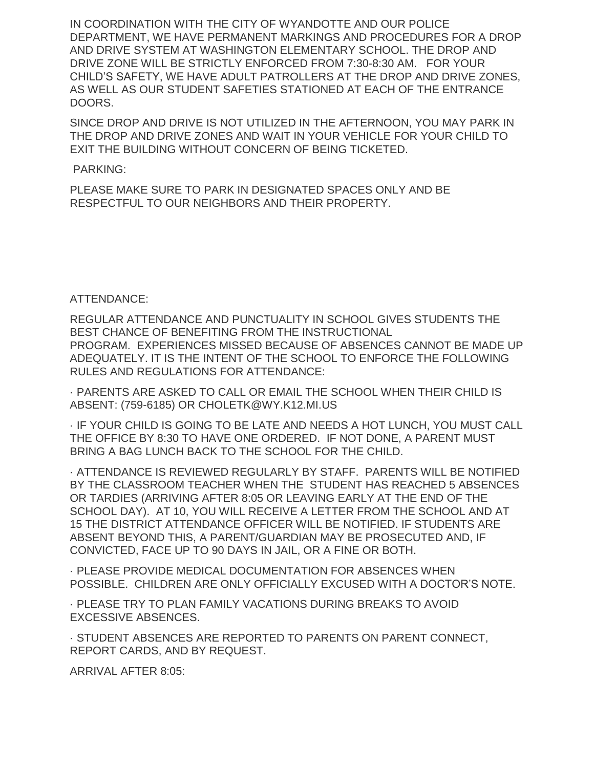IN COORDINATION WITH THE CITY OF WYANDOTTE AND OUR POLICE DEPARTMENT, WE HAVE PERMANENT MARKINGS AND PROCEDURES FOR A DROP AND DRIVE SYSTEM AT WASHINGTON ELEMENTARY SCHOOL. THE DROP AND DRIVE ZONE WILL BE STRICTLY ENFORCED FROM 7:30-8:30 AM. FOR YOUR CHILD'S SAFETY, WE HAVE ADULT PATROLLERS AT THE DROP AND DRIVE ZONES, AS WELL AS OUR STUDENT SAFETIES STATIONED AT EACH OF THE ENTRANCE DOORS.

SINCE DROP AND DRIVE IS NOT UTILIZED IN THE AFTERNOON, YOU MAY PARK IN THE DROP AND DRIVE ZONES AND WAIT IN YOUR VEHICLE FOR YOUR CHILD TO EXIT THE BUILDING WITHOUT CONCERN OF BEING TICKETED.

PARKING:

PLEASE MAKE SURE TO PARK IN DESIGNATED SPACES ONLY AND BE RESPECTFUL TO OUR NEIGHBORS AND THEIR PROPERTY.

ATTENDANCE:

REGULAR ATTENDANCE AND PUNCTUALITY IN SCHOOL GIVES STUDENTS THE BEST CHANCE OF BENEFITING FROM THE INSTRUCTIONAL PROGRAM. EXPERIENCES MISSED BECAUSE OF ABSENCES CANNOT BE MADE UP ADEQUATELY. IT IS THE INTENT OF THE SCHOOL TO ENFORCE THE FOLLOWING RULES AND REGULATIONS FOR ATTENDANCE:

- PARENTS ARE ASKED TO CALL OR EMAIL THE SCHOOL WHEN THEIR CHILD IS ABSENT: (759-6185) OR CHOLETK@WY.K12.MI.US
- IF YOUR CHILD IS GOING TO BE LATE AND NEEDS A HOT LUNCH, YOU MUST CALL THE OFFICE BY 8:30 TO HAVE ONE ORDERED. IF NOT DONE, A PARENT MUST BRING A BAG LUNCH BACK TO THE SCHOOL FOR THE CHILD.
- ATTENDANCE IS REVIEWED REGULARLY BY STAFF. PARENTS WILL BE NOTIFIED BY THE CLASSROOM TEACHER WHEN THE STUDENT HAS REACHED 5 ABSENCES OR TARDIES (ARRIVING AFTER 8:05 OR LEAVING EARLY AT THE END OF THE SCHOOL DAY). AT 10, YOU WILL RECEIVE A LETTER FROM THE SCHOOL AND AT 15 THE DISTRICT ATTENDANCE OFFICER WILL BE NOTIFIED. IF STUDENTS ARE ABSENT BEYOND THIS, A PARENT/GUARDIAN MAY BE PROSECUTED AND, IF CONVICTED, FACE UP TO 90 DAYS IN JAIL, OR A FINE OR BOTH.
- PLEASE PROVIDE MEDICAL DOCUMENTATION FOR ABSENCES WHEN POSSIBLE. CHILDREN ARE ONLY OFFICIALLY EXCUSED WITH A DOCTOR'S NOTE.
- PLEASE TRY TO PLAN FAMILY VACATIONS DURING BREAKS TO AVOID EXCESSIVE ABSENCES.
- STUDENT ABSENCES ARE REPORTED TO PARENTS ON PARENT CONNECT, REPORT CARDS, AND BY REQUEST.

ARRIVAL AFTER 8:05: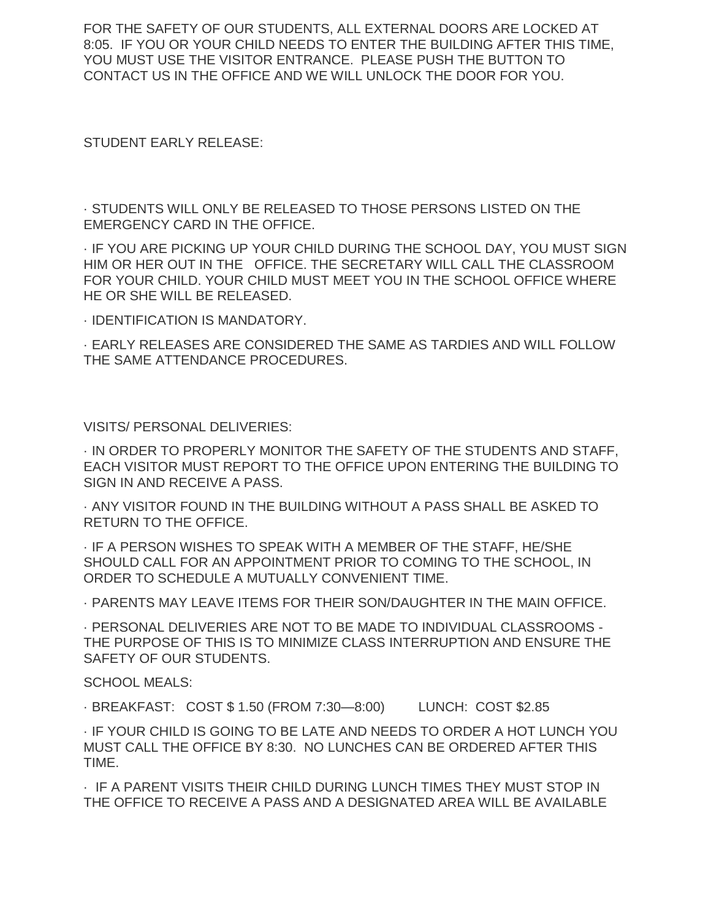FOR THE SAFETY OF OUR STUDENTS, ALL EXTERNAL DOORS ARE LOCKED AT 8:05. IF YOU OR YOUR CHILD NEEDS TO ENTER THE BUILDING AFTER THIS TIME, YOU MUST USE THE VISITOR ENTRANCE. PLEASE PUSH THE BUTTON TO CONTACT US IN THE OFFICE AND WE WILL UNLOCK THE DOOR FOR YOU.

STUDENT EARLY RELEASE:

- STUDENTS WILL ONLY BE RELEASED TO THOSE PERSONS LISTED ON THE EMERGENCY CARD IN THE OFFICE.
- IF YOU ARE PICKING UP YOUR CHILD DURING THE SCHOOL DAY, YOU MUST SIGN HIM OR HER OUT IN THE OFFICE. THE SECRETARY WILL CALL THE CLASSROOM FOR YOUR CHILD. YOUR CHILD MUST MEET YOU IN THE SCHOOL OFFICE WHERE HE OR SHE WILL BE RELEASED.
- IDENTIFICATION IS MANDATORY.
- EARLY RELEASES ARE CONSIDERED THE SAME AS TARDIES AND WILL FOLLOW THE SAME ATTENDANCE PROCEDURES.

VISITS/ PERSONAL DELIVERIES:

- IN ORDER TO PROPERLY MONITOR THE SAFETY OF THE STUDENTS AND STAFF, EACH VISITOR MUST REPORT TO THE OFFICE UPON ENTERING THE BUILDING TO SIGN IN AND RECEIVE A PASS.
- ANY VISITOR FOUND IN THE BUILDING WITHOUT A PASS SHALL BE ASKED TO RETURN TO THE OFFICE.
- IF A PERSON WISHES TO SPEAK WITH A MEMBER OF THE STAFF, HE/SHE SHOULD CALL FOR AN APPOINTMENT PRIOR TO COMING TO THE SCHOOL, IN ORDER TO SCHEDULE A MUTUALLY CONVENIENT TIME.
- PARENTS MAY LEAVE ITEMS FOR THEIR SON/DAUGHTER IN THE MAIN OFFICE.
- PERSONAL DELIVERIES ARE NOT TO BE MADE TO INDIVIDUAL CLASSROOMS - THE PURPOSE OF THIS IS TO MINIMIZE CLASS INTERRUPTION AND ENSURE THE SAFETY OF OUR STUDENTS.

SCHOOL MEALS:

- BREAKFAST: COST $ 1.50 (FROM 7:30—8:00) LUNCH: COST $2.85
- IF YOUR CHILD IS GOING TO BE LATE AND NEEDS TO ORDER A HOT LUNCH YOU MUST CALL THE OFFICE BY 8:30. NO LUNCHES CAN BE ORDERED AFTER THIS TIME.
- IF A PARENT VISITS THEIR CHILD DURING LUNCH TIMES THEY MUST STOP IN THE OFFICE TO RECEIVE A PASS AND A DESIGNATED AREA WILL BE AVAILABLE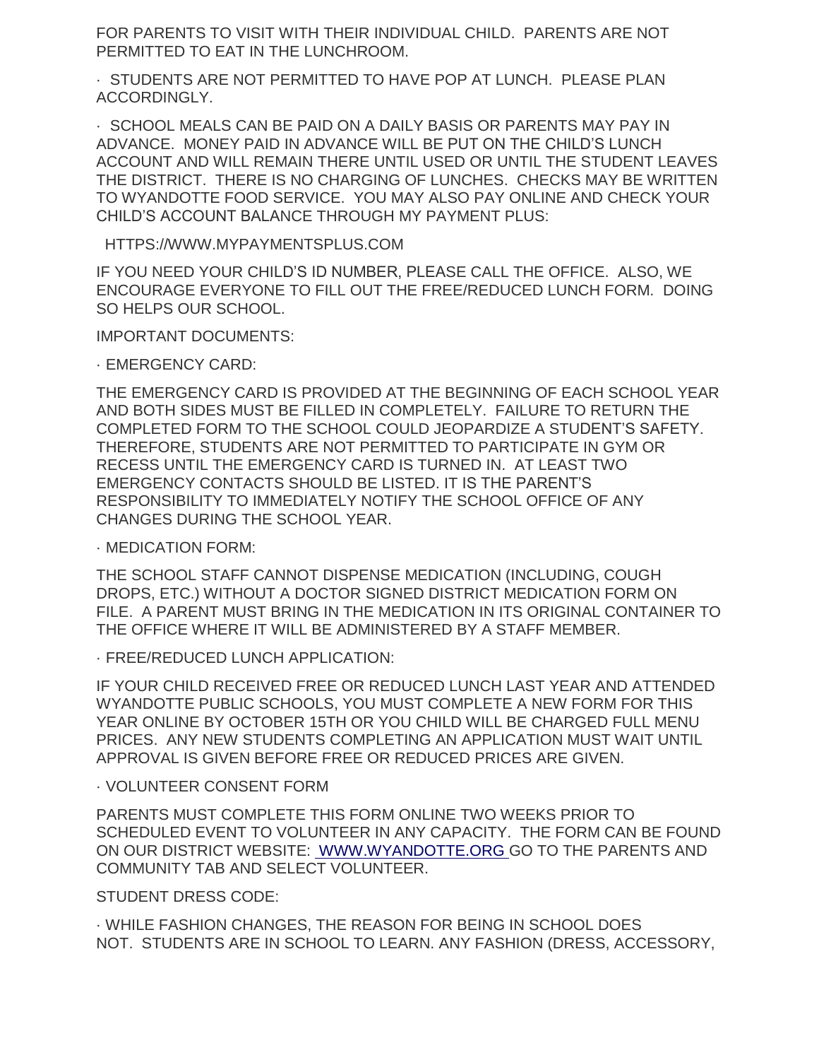FOR PARENTS TO VISIT WITH THEIR INDIVIDUAL CHILD. PARENTS ARE NOT PERMITTED TO EAT IN THE LUNCHROOM.

· STUDENTS ARE NOT PERMITTED TO HAVE POP AT LUNCH. PLEASE PLAN ACCORDINGLY.

· SCHOOL MEALS CAN BE PAID ON A DAILY BASIS OR PARENTS MAY PAY IN ADVANCE. MONEY PAID IN ADVANCE WILL BE PUT ON THE CHILD'S LUNCH ACCOUNT AND WILL REMAIN THERE UNTIL USED OR UNTIL THE STUDENT LEAVES THE DISTRICT. THERE IS NO CHARGING OF LUNCHES. CHECKS MAY BE WRITTEN TO WYANDOTTE FOOD SERVICE. YOU MAY ALSO PAY ONLINE AND CHECK YOUR CHILD'S ACCOUNT BALANCE THROUGH MY PAYMENT PLUS:

HTTPS://WWW.MYPAYMENTSPLUS.COM

IF YOU NEED YOUR CHILD'S ID NUMBER, PLEASE CALL THE OFFICE. ALSO, WE ENCOURAGE EVERYONE TO FILL OUT THE FREE/REDUCED LUNCH FORM. DOING SO HELPS OUR SCHOOL.

IMPORTANT DOCUMENTS:

· EMERGENCY CARD:

THE EMERGENCY CARD IS PROVIDED AT THE BEGINNING OF EACH SCHOOL YEAR AND BOTH SIDES MUST BE FILLED IN COMPLETELY. FAILURE TO RETURN THE COMPLETED FORM TO THE SCHOOL COULD JEOPARDIZE A STUDENT'S SAFETY. THEREFORE, STUDENTS ARE NOT PERMITTED TO PARTICIPATE IN GYM OR RECESS UNTIL THE EMERGENCY CARD IS TURNED IN. AT LEAST TWO EMERGENCY CONTACTS SHOULD BE LISTED. IT IS THE PARENT'S RESPONSIBILITY TO IMMEDIATELY NOTIFY THE SCHOOL OFFICE OF ANY CHANGES DURING THE SCHOOL YEAR.

· MEDICATION FORM:

THE SCHOOL STAFF CANNOT DISPENSE MEDICATION (INCLUDING, COUGH DROPS, ETC.) WITHOUT A DOCTOR SIGNED DISTRICT MEDICATION FORM ON FILE. A PARENT MUST BRING IN THE MEDICATION IN ITS ORIGINAL CONTAINER TO THE OFFICE WHERE IT WILL BE ADMINISTERED BY A STAFF MEMBER.

· FREE/REDUCED LUNCH APPLICATION:

IF YOUR CHILD RECEIVED FREE OR REDUCED LUNCH LAST YEAR AND ATTENDED WYANDOTTE PUBLIC SCHOOLS, YOU MUST COMPLETE A NEW FORM FOR THIS YEAR ONLINE BY OCTOBER 15TH OR YOU CHILD WILL BE CHARGED FULL MENU PRICES. ANY NEW STUDENTS COMPLETING AN APPLICATION MUST WAIT UNTIL APPROVAL IS GIVEN BEFORE FREE OR REDUCED PRICES ARE GIVEN.

· VOLUNTEER CONSENT FORM

PARENTS MUST COMPLETE THIS FORM ONLINE TWO WEEKS PRIOR TO SCHEDULED EVENT TO VOLUNTEER IN ANY CAPACITY. THE FORM CAN BE FOUND ON OUR DISTRICT WEBSITE: WWW.WYANDOTTE.ORG GO TO THE PARENTS AND COMMUNITY TAB AND SELECT VOLUNTEER.

STUDENT DRESS CODE:

· WHILE FASHION CHANGES, THE REASON FOR BEING IN SCHOOL DOES NOT. STUDENTS ARE IN SCHOOL TO LEARN. ANY FASHION (DRESS, ACCESSORY,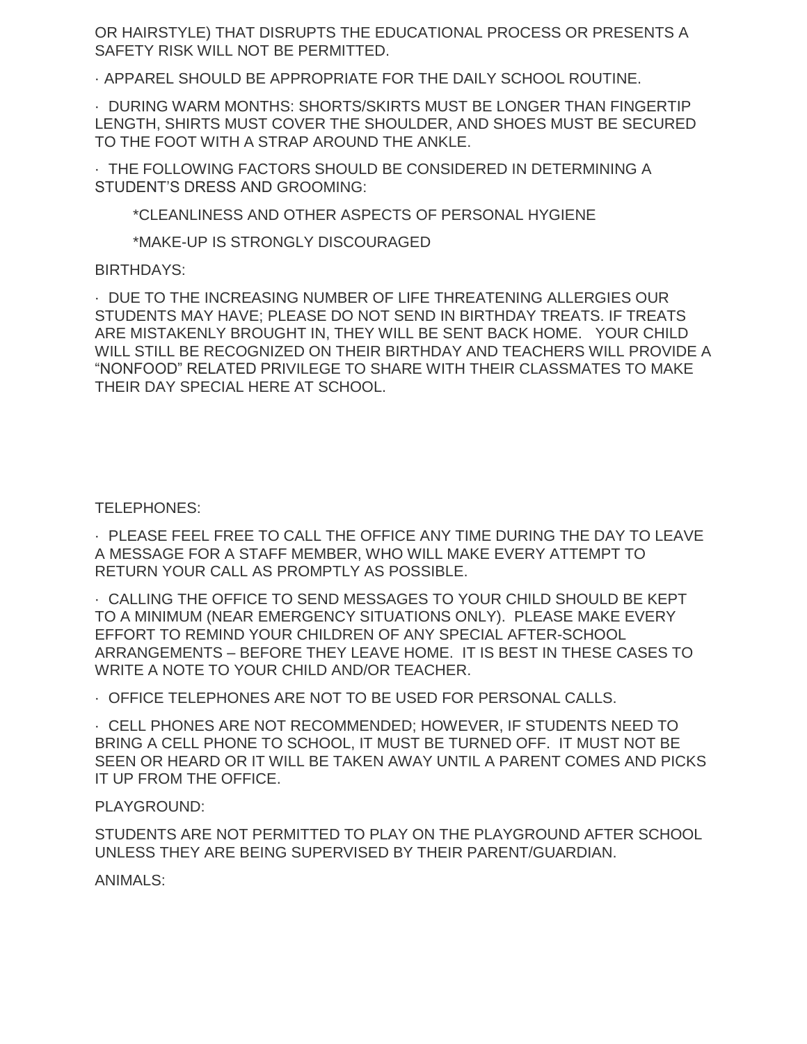OR HAIRSTYLE) THAT DISRUPTS THE EDUCATIONAL PROCESS OR PRESENTS A SAFETY RISK WILL NOT BE PERMITTED.

· APPAREL SHOULD BE APPROPRIATE FOR THE DAILY SCHOOL ROUTINE.

· DURING WARM MONTHS: SHORTS/SKIRTS MUST BE LONGER THAN FINGERTIP LENGTH, SHIRTS MUST COVER THE SHOULDER, AND SHOES MUST BE SECURED TO THE FOOT WITH A STRAP AROUND THE ANKLE.

· THE FOLLOWING FACTORS SHOULD BE CONSIDERED IN DETERMINING A STUDENT'S DRESS AND GROOMING:

*CLEANLINESS AND OTHER ASPECTS OF PERSONAL HYGIENE

*MAKE-UP IS STRONGLY DISCOURAGED

BIRTHDAYS:

· DUE TO THE INCREASING NUMBER OF LIFE THREATENING ALLERGIES OUR STUDENTS MAY HAVE; PLEASE DO NOT SEND IN BIRTHDAY TREATS. IF TREATS ARE MISTAKENLY BROUGHT IN, THEY WILL BE SENT BACK HOME. YOUR CHILD WILL STILL BE RECOGNIZED ON THEIR BIRTHDAY AND TEACHERS WILL PROVIDE A "NONFOOD" RELATED PRIVILEGE TO SHARE WITH THEIR CLASSMATES TO MAKE THEIR DAY SPECIAL HERE AT SCHOOL.

TELEPHONES:

· PLEASE FEEL FREE TO CALL THE OFFICE ANY TIME DURING THE DAY TO LEAVE A MESSAGE FOR A STAFF MEMBER, WHO WILL MAKE EVERY ATTEMPT TO RETURN YOUR CALL AS PROMPTLY AS POSSIBLE.

· CALLING THE OFFICE TO SEND MESSAGES TO YOUR CHILD SHOULD BE KEPT TO A MINIMUM (NEAR EMERGENCY SITUATIONS ONLY). PLEASE MAKE EVERY EFFORT TO REMIND YOUR CHILDREN OF ANY SPECIAL AFTER-SCHOOL ARRANGEMENTS – BEFORE THEY LEAVE HOME. IT IS BEST IN THESE CASES TO WRITE A NOTE TO YOUR CHILD AND/OR TEACHER.

· OFFICE TELEPHONES ARE NOT TO BE USED FOR PERSONAL CALLS.

· CELL PHONES ARE NOT RECOMMENDED; HOWEVER, IF STUDENTS NEED TO BRING A CELL PHONE TO SCHOOL, IT MUST BE TURNED OFF. IT MUST NOT BE SEEN OR HEARD OR IT WILL BE TAKEN AWAY UNTIL A PARENT COMES AND PICKS IT UP FROM THE OFFICE.

PLAYGROUND:

STUDENTS ARE NOT PERMITTED TO PLAY ON THE PLAYGROUND AFTER SCHOOL UNLESS THEY ARE BEING SUPERVISED BY THEIR PARENT/GUARDIAN.

ANIMALS: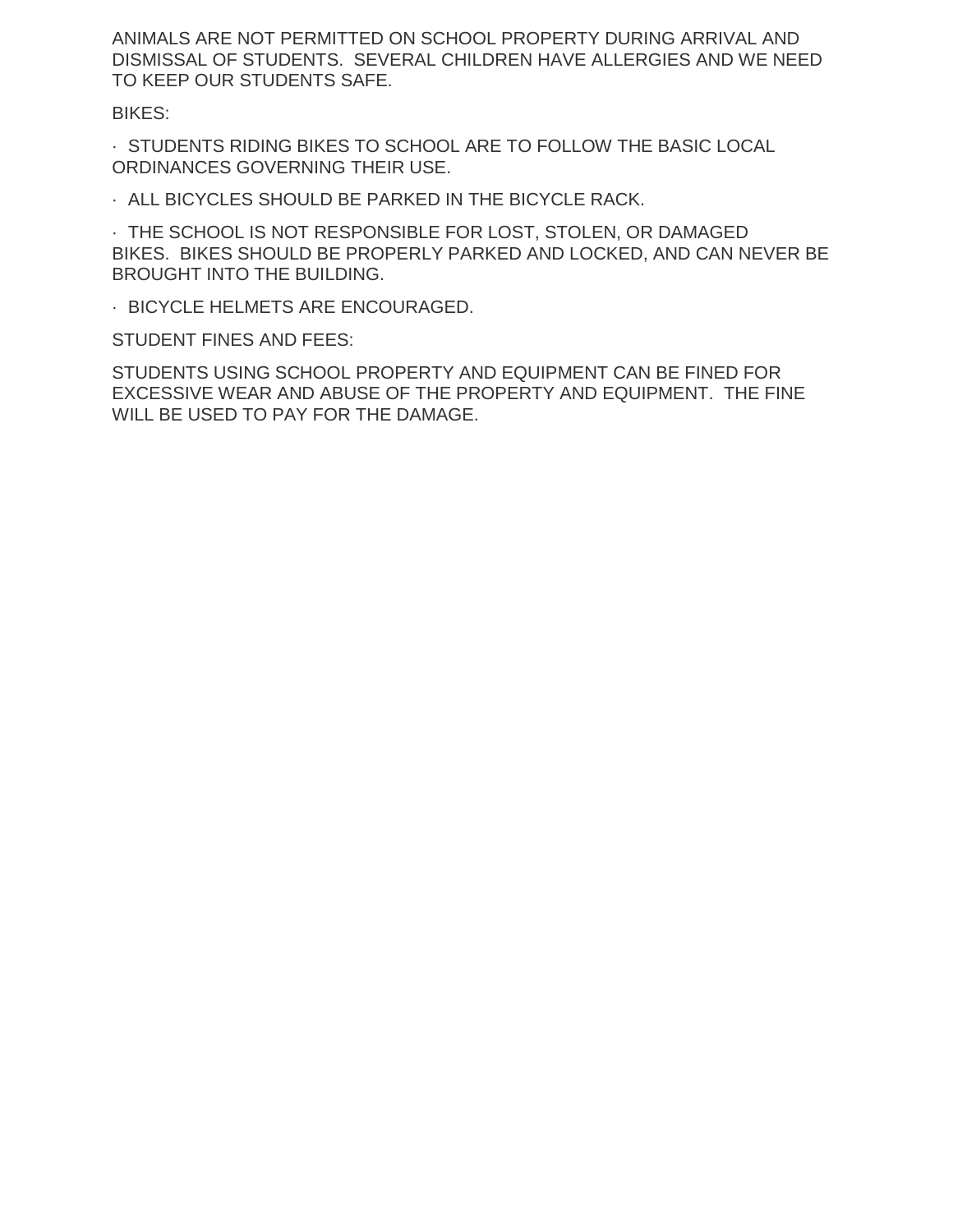ANIMALS ARE NOT PERMITTED ON SCHOOL PROPERTY DURING ARRIVAL AND DISMISSAL OF STUDENTS. SEVERAL CHILDREN HAVE ALLERGIES AND WE NEED TO KEEP OUR STUDENTS SAFE.

BIKES:

· STUDENTS RIDING BIKES TO SCHOOL ARE TO FOLLOW THE BASIC LOCAL ORDINANCES GOVERNING THEIR USE.

· ALL BICYCLES SHOULD BE PARKED IN THE BICYCLE RACK.

· THE SCHOOL IS NOT RESPONSIBLE FOR LOST, STOLEN, OR DAMAGED BIKES. BIKES SHOULD BE PROPERLY PARKED AND LOCKED, AND CAN NEVER BE BROUGHT INTO THE BUILDING.

· BICYCLE HELMETS ARE ENCOURAGED.

STUDENT FINES AND FEES:

STUDENTS USING SCHOOL PROPERTY AND EQUIPMENT CAN BE FINED FOR EXCESSIVE WEAR AND ABUSE OF THE PROPERTY AND EQUIPMENT. THE FINE WILL BE USED TO PAY FOR THE DAMAGE.